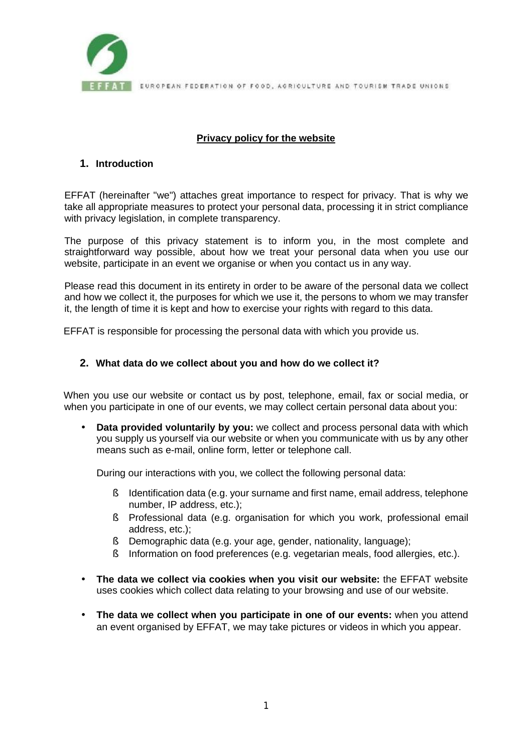EUROPEAN FEDERATION OF FOOD, AGRICULTURE AND TOURISM TRADE UNIONS

# Privacy policy for the website

## 1. Introduction

EFFAT (hereinafter "we") attaches great importance to respect for privacy. That is why we take all appropriate measures to protect your personal data, processing it in strict compliance with privacy legislation, in complete transparency.

The purpose of this privacy statement is to inform you, in the most complete and straightforward way possible, about how we treat your personal data when you use our website, participate in an event we organise or when you contact us in any way.

Please read this document in its entirety in order to be aware of the personal data we collect and how we collect it, the purposes for which we use it, the persons to whom we may transfer it, the length of time it is kept and how to exercise your rights with regard to this data.

EFFAT is responsible for processing the personal data with which you provide us.

## 2. What data do we collect about you and how do we collect it?

When you use our website or contact us by post, telephone, email, fax or social media, or when you participate in one of our events, we may collect certain personal data about you:

- **Data provided voluntarily by you:** we collect and process personal data with which you supply us yourself via our website or when you communicate with us by any other means such as e-mail, online form, letter or telephone call.

  During our interactions with you, we collect the following personal data:

  - Identification data (e.g. your surname and first name, email address, telephone number, IP address, etc.);
  - Professional data (e.g. organisation for which you work, professional email address, etc.);
  - Demographic data (e.g. your age, gender, nationality, language);
  - Information on food preferences (e.g. vegetarian meals, food allergies, etc.).

- **The data we collect via cookies when you visit our website:** the EFFAT website uses cookies which collect data relating to your browsing and use of our website.

- **The data we collect when you participate in one of our events:** when you attend an event organised by EFFAT, we may take pictures or videos in which you appear.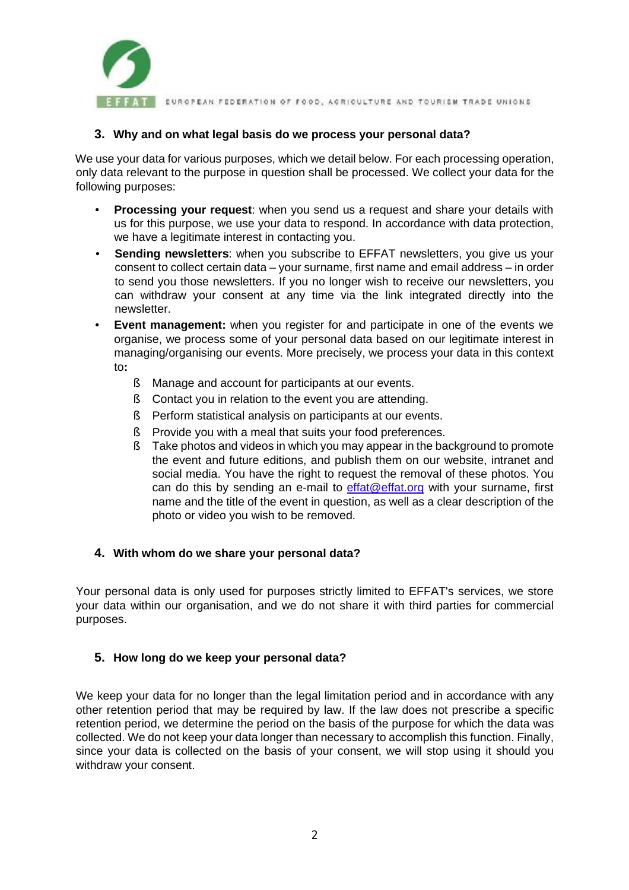### 3. Why and on what legal basis do we process your personal data?

We use your data for various purposes, which we detail below. For each processing operation, only data relevant to the purpose in question shall be processed. We collect your data for the following purposes:

- **Processing your request**: when you send us a request and share your details with us for this purpose, we use your data to respond. In accordance with data protection, we have a legitimate interest in contacting you.
- **Sending newsletters**: when you subscribe to EFFAT newsletters, you give us your consent to collect certain data – your surname, first name and email address – in order to send you those newsletters. If you no longer wish to receive our newsletters, you can withdraw your consent at any time via the link integrated directly into the newsletter.
- **Event management:** when you register for and participate in one of the events we organise, we process some of your personal data based on our legitimate interest in managing/organising our events. More precisely, we process your data in this context to**:**
  - Manage and account for participants at our events.
  - Contact you in relation to the event you are attending.
  - Perform statistical analysis on participants at our events.
  - Provide you with a meal that suits your food preferences.
  - Take photos and videos in which you may appear in the background to promote the event and future editions, and publish them on our website, intranet and social media. You have the right to request the removal of these photos. You can do this by sending an e-mail to effat@effat.org with your surname, first name and the title of the event in question, as well as a clear description of the photo or video you wish to be removed.

### 4. With whom do we share your personal data?

Your personal data is only used for purposes strictly limited to EFFAT's services, we store your data within our organisation, and we do not share it with third parties for commercial purposes.

### 5. How long do we keep your personal data?

We keep your data for no longer than the legal limitation period and in accordance with any other retention period that may be required by law. If the law does not prescribe a specific retention period, we determine the period on the basis of the purpose for which the data was collected. We do not keep your data longer than necessary to accomplish this function. Finally, since your data is collected on the basis of your consent, we will stop using it should you withdraw your consent.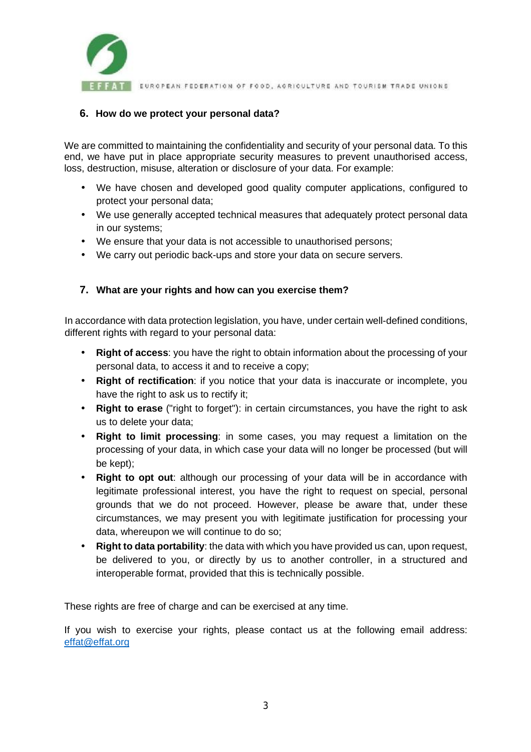## 6. How do we protect your personal data?

We are committed to maintaining the confidentiality and security of your personal data. To this end, we have put in place appropriate security measures to prevent unauthorised access, loss, destruction, misuse, alteration or disclosure of your data. For example:

- We have chosen and developed good quality computer applications, configured to protect your personal data;
- We use generally accepted technical measures that adequately protect personal data in our systems;
- We ensure that your data is not accessible to unauthorised persons;
- We carry out periodic back-ups and store your data on secure servers.

## 7. What are your rights and how can you exercise them?

In accordance with data protection legislation, you have, under certain well-defined conditions, different rights with regard to your personal data:

- **Right of access**: you have the right to obtain information about the processing of your personal data, to access it and to receive a copy;
- **Right of rectification**: if you notice that your data is inaccurate or incomplete, you have the right to ask us to rectify it;
- **Right to erase** ("right to forget"): in certain circumstances, you have the right to ask us to delete your data;
- **Right to limit processing**: in some cases, you may request a limitation on the processing of your data, in which case your data will no longer be processed (but will be kept);
- **Right to opt out**: although our processing of your data will be in accordance with legitimate professional interest, you have the right to request on special, personal grounds that we do not proceed. However, please be aware that, under these circumstances, we may present you with legitimate justification for processing your data, whereupon we will continue to do so;
- **Right to data portability**: the data with which you have provided us can, upon request, be delivered to you, or directly by us to another controller, in a structured and interoperable format, provided that this is technically possible.

These rights are free of charge and can be exercised at any time.

If you wish to exercise your rights, please contact us at the following email address: effat@effat.org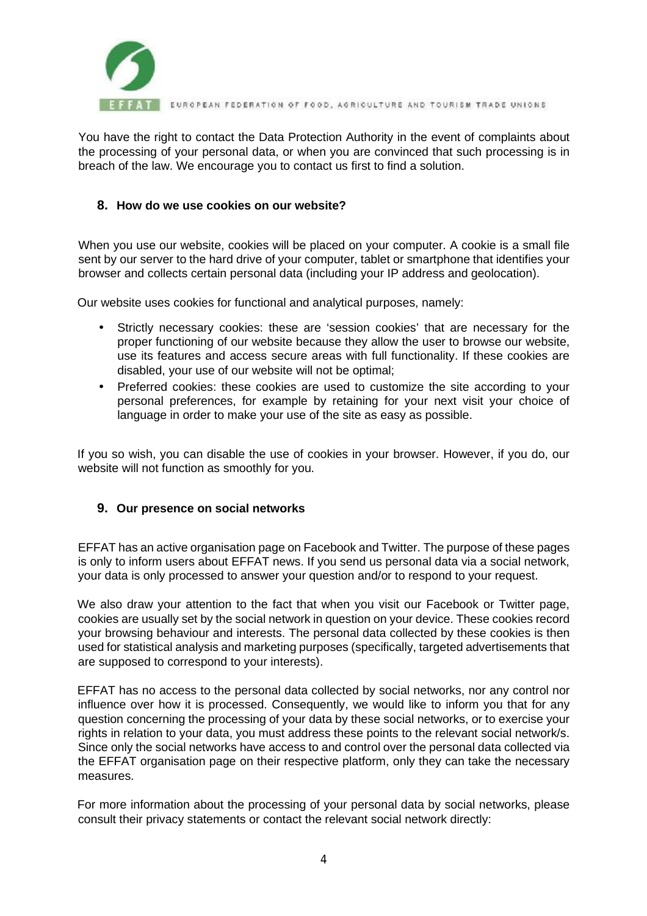You have the right to contact the Data Protection Authority in the event of complaints about the processing of your personal data, or when you are convinced that such processing is in breach of the law. We encourage you to contact us first to find a solution.

## 8. How do we use cookies on our website?

When you use our website, cookies will be placed on your computer. A cookie is a small file sent by our server to the hard drive of your computer, tablet or smartphone that identifies your browser and collects certain personal data (including your IP address and geolocation).

Our website uses cookies for functional and analytical purposes, namely:

- Strictly necessary cookies: these are 'session cookies' that are necessary for the proper functioning of our website because they allow the user to browse our website, use its features and access secure areas with full functionality. If these cookies are disabled, your use of our website will not be optimal;
- Preferred cookies: these cookies are used to customize the site according to your personal preferences, for example by retaining for your next visit your choice of language in order to make your use of the site as easy as possible.

If you so wish, you can disable the use of cookies in your browser. However, if you do, our website will not function as smoothly for you.

## 9. Our presence on social networks

EFFAT has an active organisation page on Facebook and Twitter. The purpose of these pages is only to inform users about EFFAT news. If you send us personal data via a social network, your data is only processed to answer your question and/or to respond to your request.

We also draw your attention to the fact that when you visit our Facebook or Twitter page, cookies are usually set by the social network in question on your device. These cookies record your browsing behaviour and interests. The personal data collected by these cookies is then used for statistical analysis and marketing purposes (specifically, targeted advertisements that are supposed to correspond to your interests).

EFFAT has no access to the personal data collected by social networks, nor any control nor influence over how it is processed. Consequently, we would like to inform you that for any question concerning the processing of your data by these social networks, or to exercise your rights in relation to your data, you must address these points to the relevant social network/s. Since only the social networks have access to and control over the personal data collected via the EFFAT organisation page on their respective platform, only they can take the necessary measures.

For more information about the processing of your personal data by social networks, please consult their privacy statements or contact the relevant social network directly: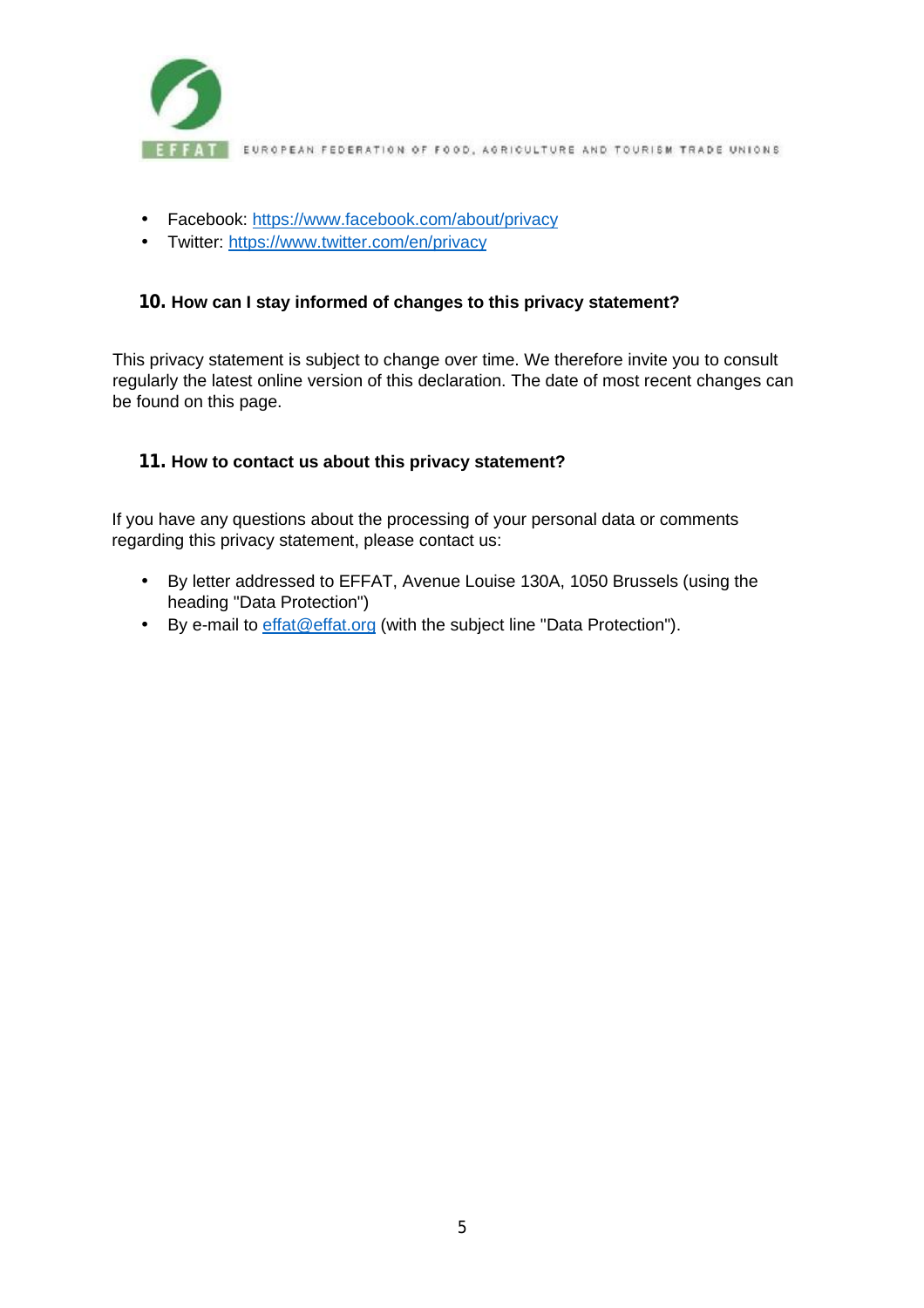- Facebook: https://www.facebook.com/about/privacy
- Twitter: https://www.twitter.com/en/privacy

## 10. How can I stay informed of changes to this privacy statement?

This privacy statement is subject to change over time. We therefore invite you to consult regularly the latest online version of this declaration. The date of most recent changes can be found on this page.

## 11. How to contact us about this privacy statement?

If you have any questions about the processing of your personal data or comments regarding this privacy statement, please contact us:

- By letter addressed to EFFAT, Avenue Louise 130A, 1050 Brussels (using the heading "Data Protection")
- By e-mail to effat@effat.org (with the subject line "Data Protection").